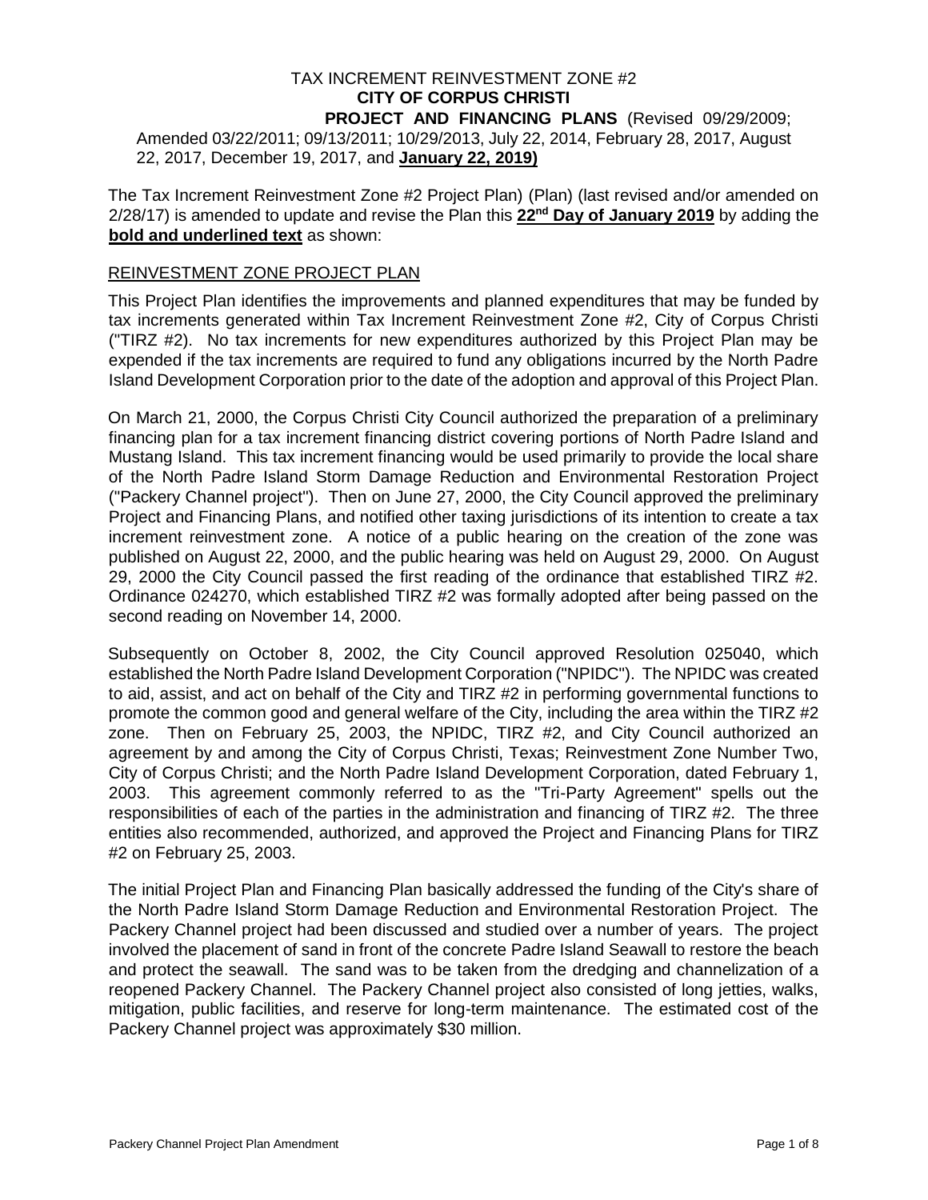TAX INCREMENT REINVESTMENT ZONE #2
**CITY OF CORPUS CHRISTI**
**PROJECT AND FINANCING PLANS** (Revised 09/29/2009; Amended 03/22/2011; 09/13/2011; 10/29/2013, July 22, 2014, February 28, 2017, August 22, 2017, December 19, 2017, and **<u>January 22, 2019)</u>**

The Tax Increment Reinvestment Zone #2 Project Plan) (Plan) (last revised and/or amended on 2/28/17) is amended to update and revise the Plan this **<u>22nd Day of January 2019</u>** by adding the **<u>bold and underlined text</u>** as shown:

<u>REINVESTMENT ZONE PROJECT PLAN</u>

This Project Plan identifies the improvements and planned expenditures that may be funded by tax increments generated within Tax Increment Reinvestment Zone #2, City of Corpus Christi ("TIRZ #2). No tax increments for new expenditures authorized by this Project Plan may be expended if the tax increments are required to fund any obligations incurred by the North Padre Island Development Corporation prior to the date of the adoption and approval of this Project Plan.

On March 21, 2000, the Corpus Christi City Council authorized the preparation of a preliminary financing plan for a tax increment financing district covering portions of North Padre Island and Mustang Island. This tax increment financing would be used primarily to provide the local share of the North Padre Island Storm Damage Reduction and Environmental Restoration Project ("Packery Channel project"). Then on June 27, 2000, the City Council approved the preliminary Project and Financing Plans, and notified other taxing jurisdictions of its intention to create a tax increment reinvestment zone. A notice of a public hearing on the creation of the zone was published on August 22, 2000, and the public hearing was held on August 29, 2000. On August 29, 2000 the City Council passed the first reading of the ordinance that established TIRZ #2. Ordinance 024270, which established TIRZ #2 was formally adopted after being passed on the second reading on November 14, 2000.

Subsequently on October 8, 2002, the City Council approved Resolution 025040, which established the North Padre Island Development Corporation ("NPIDC"). The NPIDC was created to aid, assist, and act on behalf of the City and TIRZ #2 in performing governmental functions to promote the common good and general welfare of the City, including the area within the TIRZ #2 zone. Then on February 25, 2003, the NPIDC, TIRZ #2, and City Council authorized an agreement by and among the City of Corpus Christi, Texas; Reinvestment Zone Number Two, City of Corpus Christi; and the North Padre Island Development Corporation, dated February 1, 2003. This agreement commonly referred to as the "Tri-Party Agreement" spells out the responsibilities of each of the parties in the administration and financing of TIRZ #2. The three entities also recommended, authorized, and approved the Project and Financing Plans for TIRZ #2 on February 25, 2003.

The initial Project Plan and Financing Plan basically addressed the funding of the City's share of the North Padre Island Storm Damage Reduction and Environmental Restoration Project. The Packery Channel project had been discussed and studied over a number of years. The project involved the placement of sand in front of the concrete Padre Island Seawall to restore the beach and protect the seawall. The sand was to be taken from the dredging and channelization of a reopened Packery Channel. The Packery Channel project also consisted of long jetties, walks, mitigation, public facilities, and reserve for long-term maintenance. The estimated cost of the Packery Channel project was approximately $30 million.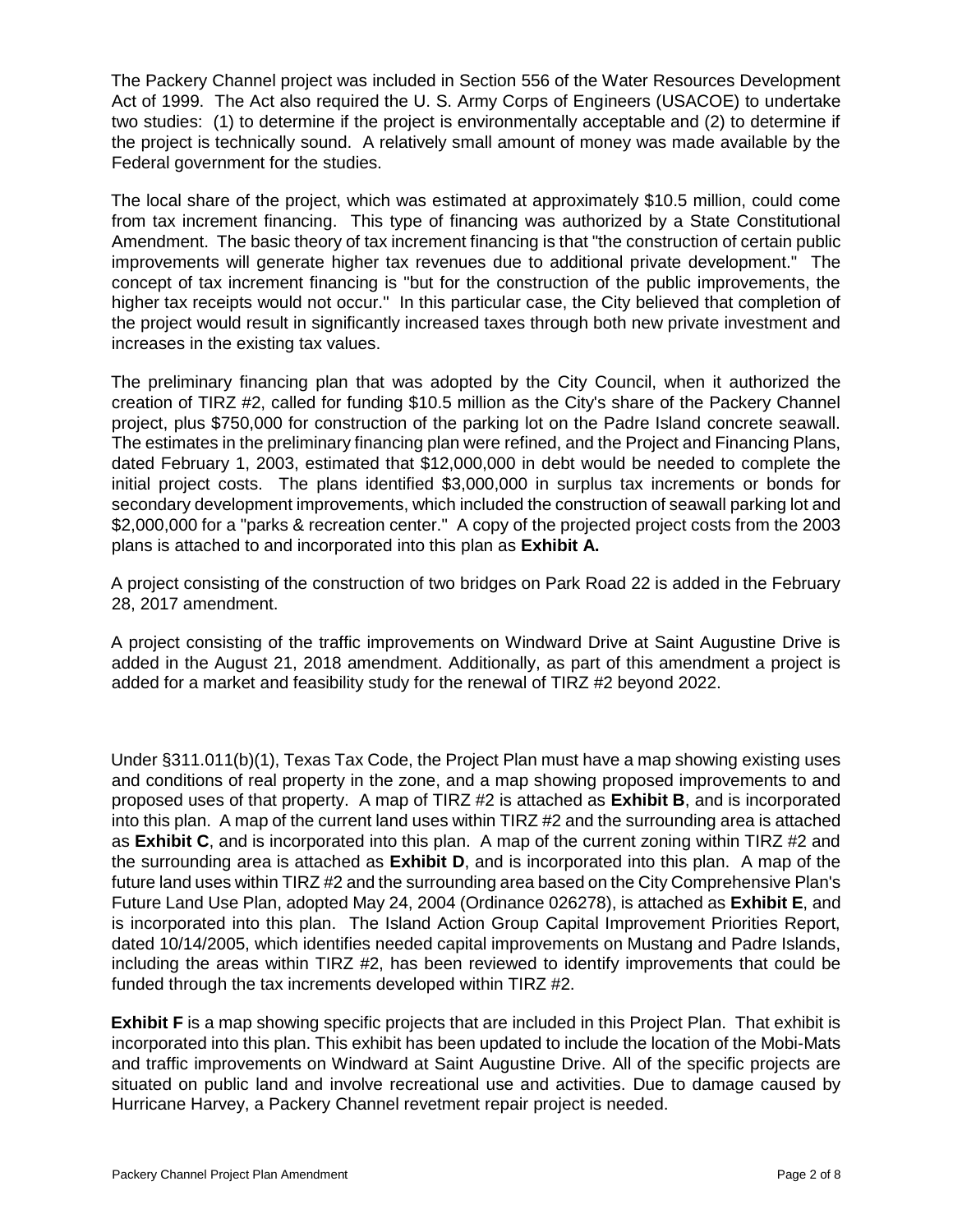The Packery Channel project was included in Section 556 of the Water Resources Development Act of 1999. The Act also required the U. S. Army Corps of Engineers (USACOE) to undertake two studies: (1) to determine if the project is environmentally acceptable and (2) to determine if the project is technically sound. A relatively small amount of money was made available by the Federal government for the studies.

The local share of the project, which was estimated at approximately $10.5 million, could come from tax increment financing. This type of financing was authorized by a State Constitutional Amendment. The basic theory of tax increment financing is that "the construction of certain public improvements will generate higher tax revenues due to additional private development." The concept of tax increment financing is "but for the construction of the public improvements, the higher tax receipts would not occur." In this particular case, the City believed that completion of the project would result in significantly increased taxes through both new private investment and increases in the existing tax values.

The preliminary financing plan that was adopted by the City Council, when it authorized the creation of TIRZ #2, called for funding $10.5 million as the City's share of the Packery Channel project, plus $750,000 for construction of the parking lot on the Padre Island concrete seawall. The estimates in the preliminary financing plan were refined, and the Project and Financing Plans, dated February 1, 2003, estimated that $12,000,000 in debt would be needed to complete the initial project costs. The plans identified $3,000,000 in surplus tax increments or bonds for secondary development improvements, which included the construction of seawall parking lot and $2,000,000 for a "parks & recreation center." A copy of the projected project costs from the 2003 plans is attached to and incorporated into this plan as **Exhibit A.**

A project consisting of the construction of two bridges on Park Road 22 is added in the February 28, 2017 amendment.

A project consisting of the traffic improvements on Windward Drive at Saint Augustine Drive is added in the August 21, 2018 amendment. Additionally, as part of this amendment a project is added for a market and feasibility study for the renewal of TIRZ #2 beyond 2022.

Under §311.011(b)(1), Texas Tax Code, the Project Plan must have a map showing existing uses and conditions of real property in the zone, and a map showing proposed improvements to and proposed uses of that property. A map of TIRZ #2 is attached as **Exhibit B**, and is incorporated into this plan. A map of the current land uses within TIRZ #2 and the surrounding area is attached as **Exhibit C**, and is incorporated into this plan. A map of the current zoning within TIRZ #2 and the surrounding area is attached as **Exhibit D**, and is incorporated into this plan. A map of the future land uses within TIRZ #2 and the surrounding area based on the City Comprehensive Plan's Future Land Use Plan, adopted May 24, 2004 (Ordinance 026278), is attached as **Exhibit E**, and is incorporated into this plan. The Island Action Group Capital Improvement Priorities Report, dated 10/14/2005, which identifies needed capital improvements on Mustang and Padre Islands, including the areas within TIRZ #2, has been reviewed to identify improvements that could be funded through the tax increments developed within TIRZ #2.

**Exhibit F** is a map showing specific projects that are included in this Project Plan. That exhibit is incorporated into this plan. This exhibit has been updated to include the location of the Mobi-Mats and traffic improvements on Windward at Saint Augustine Drive. All of the specific projects are situated on public land and involve recreational use and activities. Due to damage caused by Hurricane Harvey, a Packery Channel revetment repair project is needed.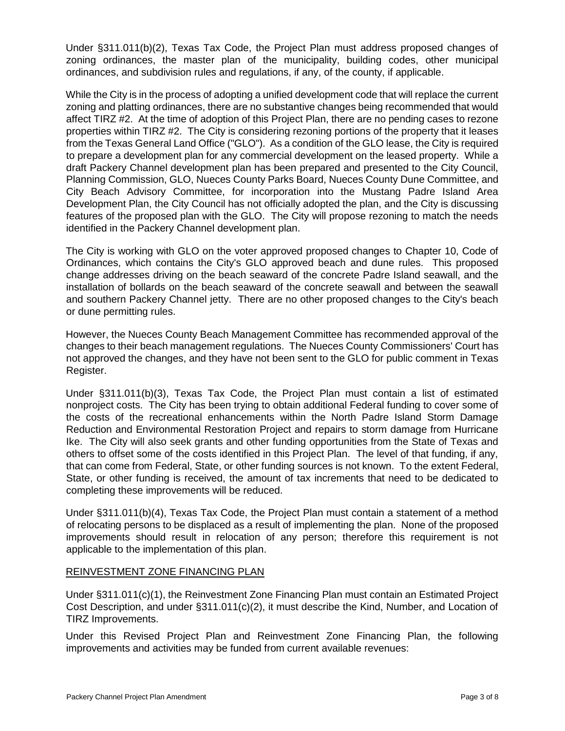Under §311.011(b)(2), Texas Tax Code, the Project Plan must address proposed changes of zoning ordinances, the master plan of the municipality, building codes, other municipal ordinances, and subdivision rules and regulations, if any, of the county, if applicable.

While the City is in the process of adopting a unified development code that will replace the current zoning and platting ordinances, there are no substantive changes being recommended that would affect TIRZ #2. At the time of adoption of this Project Plan, there are no pending cases to rezone properties within TIRZ #2. The City is considering rezoning portions of the property that it leases from the Texas General Land Office ("GLO"). As a condition of the GLO lease, the City is required to prepare a development plan for any commercial development on the leased property. While a draft Packery Channel development plan has been prepared and presented to the City Council, Planning Commission, GLO, Nueces County Parks Board, Nueces County Dune Committee, and City Beach Advisory Committee, for incorporation into the Mustang Padre Island Area Development Plan, the City Council has not officially adopted the plan, and the City is discussing features of the proposed plan with the GLO. The City will propose rezoning to match the needs identified in the Packery Channel development plan.

The City is working with GLO on the voter approved proposed changes to Chapter 10, Code of Ordinances, which contains the City's GLO approved beach and dune rules. This proposed change addresses driving on the beach seaward of the concrete Padre Island seawall, and the installation of bollards on the beach seaward of the concrete seawall and between the seawall and southern Packery Channel jetty. There are no other proposed changes to the City's beach or dune permitting rules.

However, the Nueces County Beach Management Committee has recommended approval of the changes to their beach management regulations. The Nueces County Commissioners' Court has not approved the changes, and they have not been sent to the GLO for public comment in Texas Register.

Under §311.011(b)(3), Texas Tax Code, the Project Plan must contain a list of estimated nonproject costs. The City has been trying to obtain additional Federal funding to cover some of the costs of the recreational enhancements within the North Padre Island Storm Damage Reduction and Environmental Restoration Project and repairs to storm damage from Hurricane Ike. The City will also seek grants and other funding opportunities from the State of Texas and others to offset some of the costs identified in this Project Plan. The level of that funding, if any, that can come from Federal, State, or other funding sources is not known. To the extent Federal, State, or other funding is received, the amount of tax increments that need to be dedicated to completing these improvements will be reduced.

Under §311.011(b)(4), Texas Tax Code, the Project Plan must contain a statement of a method of relocating persons to be displaced as a result of implementing the plan. None of the proposed improvements should result in relocation of any person; therefore this requirement is not applicable to the implementation of this plan.

## REINVESTMENT ZONE FINANCING PLAN

Under §311.011(c)(1), the Reinvestment Zone Financing Plan must contain an Estimated Project Cost Description, and under §311.011(c)(2), it must describe the Kind, Number, and Location of TIRZ Improvements.

Under this Revised Project Plan and Reinvestment Zone Financing Plan, the following improvements and activities may be funded from current available revenues: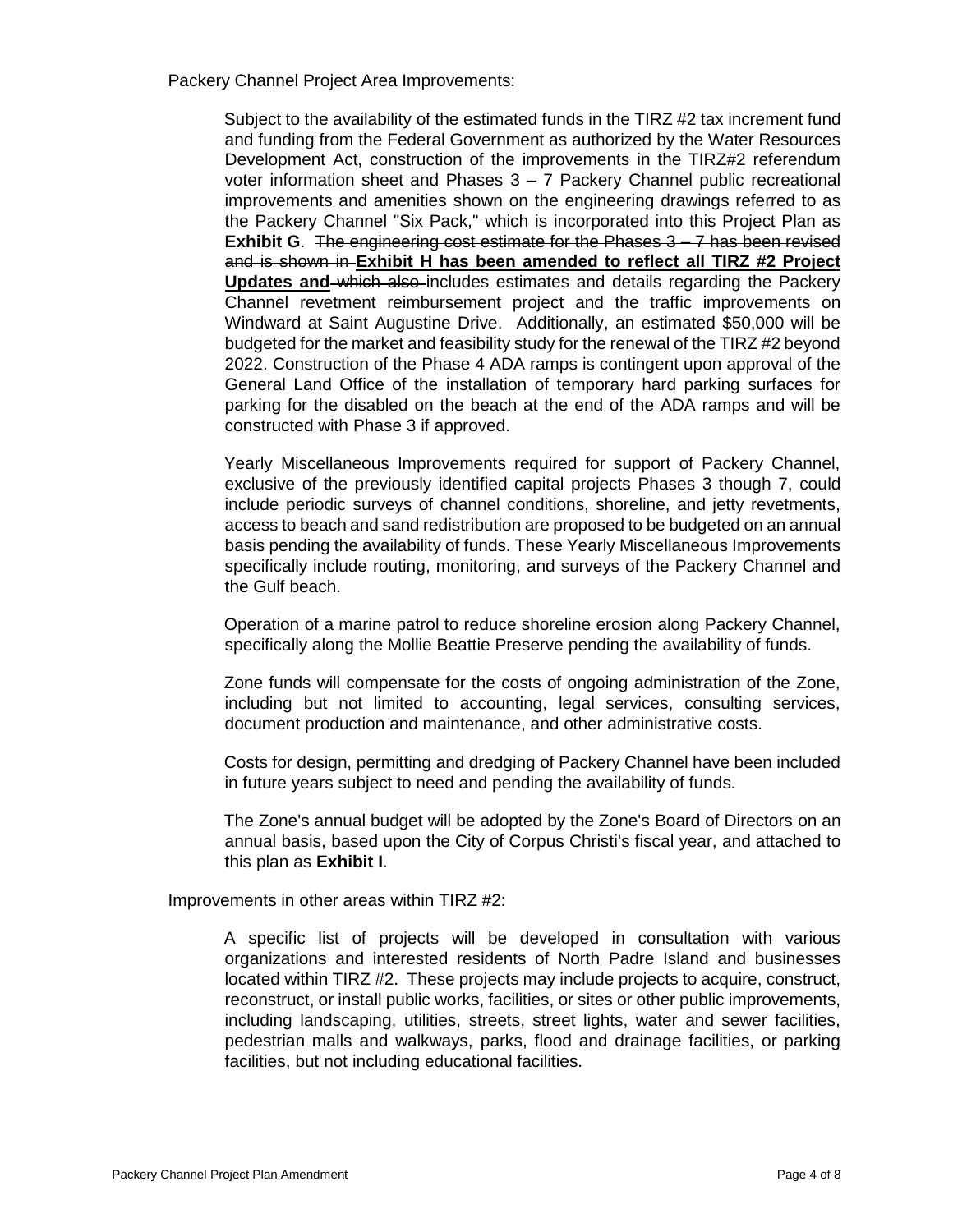Packery Channel Project Area Improvements:

Subject to the availability of the estimated funds in the TIRZ #2 tax increment fund and funding from the Federal Government as authorized by the Water Resources Development Act, construction of the improvements in the TIRZ#2 referendum voter information sheet and Phases 3 – 7 Packery Channel public recreational improvements and amenities shown on the engineering drawings referred to as the Packery Channel "Six Pack," which is incorporated into this Project Plan as **Exhibit G**. ~~The engineering cost estimate for the Phases 3 – 7 has been revised and is shown in~~ **Exhibit H has been amended to reflect all TIRZ #2 Project Updates and** ~~which also~~ includes estimates and details regarding the Packery Channel revetment reimbursement project and the traffic improvements on Windward at Saint Augustine Drive. Additionally, an estimated $50,000 will be budgeted for the market and feasibility study for the renewal of the TIRZ #2 beyond 2022. Construction of the Phase 4 ADA ramps is contingent upon approval of the General Land Office of the installation of temporary hard parking surfaces for parking for the disabled on the beach at the end of the ADA ramps and will be constructed with Phase 3 if approved.

Yearly Miscellaneous Improvements required for support of Packery Channel, exclusive of the previously identified capital projects Phases 3 though 7, could include periodic surveys of channel conditions, shoreline, and jetty revetments, access to beach and sand redistribution are proposed to be budgeted on an annual basis pending the availability of funds. These Yearly Miscellaneous Improvements specifically include routing, monitoring, and surveys of the Packery Channel and the Gulf beach.

Operation of a marine patrol to reduce shoreline erosion along Packery Channel, specifically along the Mollie Beattie Preserve pending the availability of funds.

Zone funds will compensate for the costs of ongoing administration of the Zone, including but not limited to accounting, legal services, consulting services, document production and maintenance, and other administrative costs.

Costs for design, permitting and dredging of Packery Channel have been included in future years subject to need and pending the availability of funds.

The Zone's annual budget will be adopted by the Zone's Board of Directors on an annual basis, based upon the City of Corpus Christi's fiscal year, and attached to this plan as **Exhibit I**.

Improvements in other areas within TIRZ #2:

A specific list of projects will be developed in consultation with various organizations and interested residents of North Padre Island and businesses located within TIRZ #2. These projects may include projects to acquire, construct, reconstruct, or install public works, facilities, or sites or other public improvements, including landscaping, utilities, streets, street lights, water and sewer facilities, pedestrian malls and walkways, parks, flood and drainage facilities, or parking facilities, but not including educational facilities.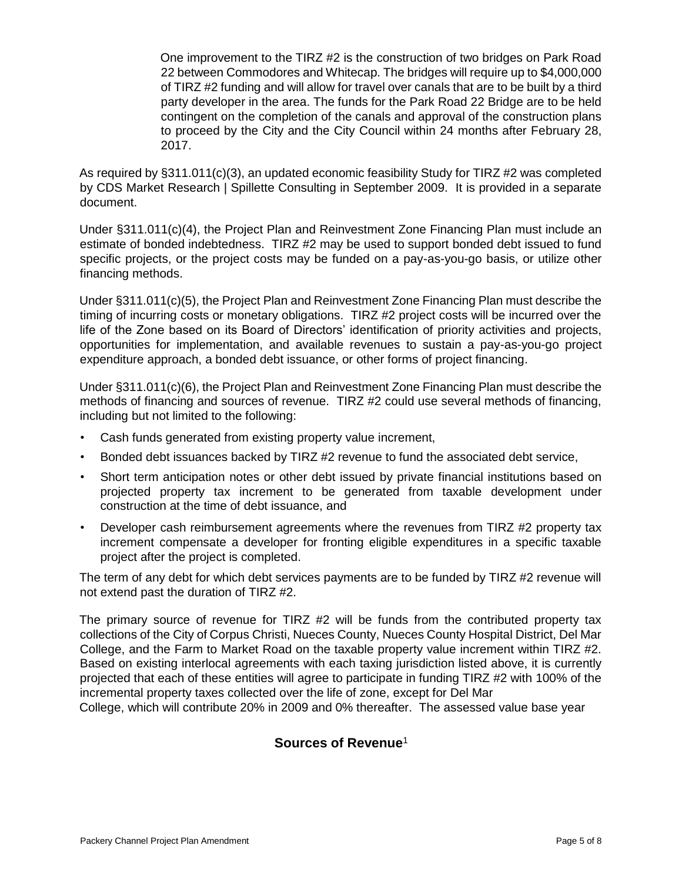One improvement to the TIRZ #2 is the construction of two bridges on Park Road 22 between Commodores and Whitecap. The bridges will require up to $4,000,000 of TIRZ #2 funding and will allow for travel over canals that are to be built by a third party developer in the area. The funds for the Park Road 22 Bridge are to be held contingent on the completion of the canals and approval of the construction plans to proceed by the City and the City Council within 24 months after February 28, 2017.

As required by §311.011(c)(3), an updated economic feasibility Study for TIRZ #2 was completed by CDS Market Research | Spillette Consulting in September 2009. It is provided in a separate document.

Under §311.011(c)(4), the Project Plan and Reinvestment Zone Financing Plan must include an estimate of bonded indebtedness. TIRZ #2 may be used to support bonded debt issued to fund specific projects, or the project costs may be funded on a pay-as-you-go basis, or utilize other financing methods.

Under §311.011(c)(5), the Project Plan and Reinvestment Zone Financing Plan must describe the timing of incurring costs or monetary obligations. TIRZ #2 project costs will be incurred over the life of the Zone based on its Board of Directors' identification of priority activities and projects, opportunities for implementation, and available revenues to sustain a pay-as-you-go project expenditure approach, a bonded debt issuance, or other forms of project financing.

Under §311.011(c)(6), the Project Plan and Reinvestment Zone Financing Plan must describe the methods of financing and sources of revenue. TIRZ #2 could use several methods of financing, including but not limited to the following:

- Cash funds generated from existing property value increment,
- Bonded debt issuances backed by TIRZ #2 revenue to fund the associated debt service,
- Short term anticipation notes or other debt issued by private financial institutions based on projected property tax increment to be generated from taxable development under construction at the time of debt issuance, and
- Developer cash reimbursement agreements where the revenues from TIRZ #2 property tax increment compensate a developer for fronting eligible expenditures in a specific taxable project after the project is completed.

The term of any debt for which debt services payments are to be funded by TIRZ #2 revenue will not extend past the duration of TIRZ #2.

The primary source of revenue for TIRZ #2 will be funds from the contributed property tax collections of the City of Corpus Christi, Nueces County, Nueces County Hospital District, Del Mar College, and the Farm to Market Road on the taxable property value increment within TIRZ #2. Based on existing interlocal agreements with each taxing jurisdiction listed above, it is currently projected that each of these entities will agree to participate in funding TIRZ #2 with 100% of the incremental property taxes collected over the life of zone, except for Del Mar College, which will contribute 20% in 2009 and 0% thereafter. The assessed value base year

### Sources of Revenue[1]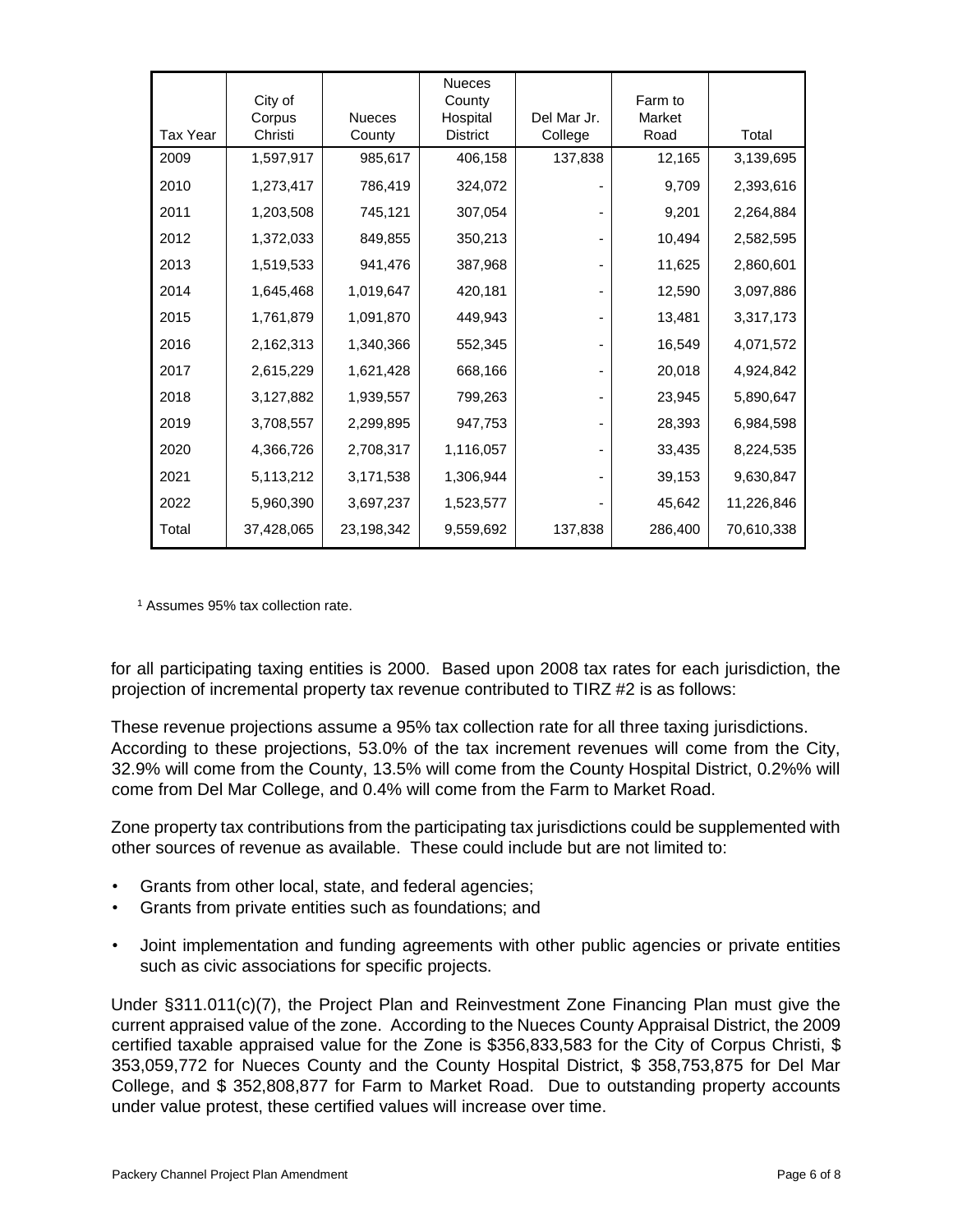| Tax Year | City of Corpus Christi | Nueces County | Nueces County Hospital District | Del Mar Jr. College | Farm to Market Road | Total |
|---|---|---|---|---|---|---|
| 2009 | 1,597,917 | 985,617 | 406,158 | 137,838 | 12,165 | 3,139,695 |
| 2010 | 1,273,417 | 786,419 | 324,072 | - | 9,709 | 2,393,616 |
| 2011 | 1,203,508 | 745,121 | 307,054 | - | 9,201 | 2,264,884 |
| 2012 | 1,372,033 | 849,855 | 350,213 | - | 10,494 | 2,582,595 |
| 2013 | 1,519,533 | 941,476 | 387,968 | - | 11,625 | 2,860,601 |
| 2014 | 1,645,468 | 1,019,647 | 420,181 | - | 12,590 | 3,097,886 |
| 2015 | 1,761,879 | 1,091,870 | 449,943 | - | 13,481 | 3,317,173 |
| 2016 | 2,162,313 | 1,340,366 | 552,345 | - | 16,549 | 4,071,572 |
| 2017 | 2,615,229 | 1,621,428 | 668,166 | - | 20,018 | 4,924,842 |
| 2018 | 3,127,882 | 1,939,557 | 799,263 | - | 23,945 | 5,890,647 |
| 2019 | 3,708,557 | 2,299,895 | 947,753 | - | 28,393 | 6,984,598 |
| 2020 | 4,366,726 | 2,708,317 | 1,116,057 | - | 33,435 | 8,224,535 |
| 2021 | 5,113,212 | 3,171,538 | 1,306,944 | - | 39,153 | 9,630,847 |
| 2022 | 5,960,390 | 3,697,237 | 1,523,577 | - | 45,642 | 11,226,846 |
| Total | 37,428,065 | 23,198,342 | 9,559,692 | 137,838 | 286,400 | 70,610,338 |

[1] Assumes 95% tax collection rate.

for all participating taxing entities is 2000. Based upon 2008 tax rates for each jurisdiction, the projection of incremental property tax revenue contributed to TIRZ #2 is as follows:

These revenue projections assume a 95% tax collection rate for all three taxing jurisdictions. According to these projections, 53.0% of the tax increment revenues will come from the City, 32.9% will come from the County, 13.5% will come from the County Hospital District, 0.2%% will come from Del Mar College, and 0.4% will come from the Farm to Market Road.

Zone property tax contributions from the participating tax jurisdictions could be supplemented with other sources of revenue as available. These could include but are not limited to:

- Grants from other local, state, and federal agencies;
- Grants from private entities such as foundations; and
- Joint implementation and funding agreements with other public agencies or private entities such as civic associations for specific projects.

Under §311.011(c)(7), the Project Plan and Reinvestment Zone Financing Plan must give the current appraised value of the zone. According to the Nueces County Appraisal District, the 2009 certified taxable appraised value for the Zone is $356,833,583 for the City of Corpus Christi, $ 353,059,772 for Nueces County and the County Hospital District, $ 358,753,875 for Del Mar College, and $ 352,808,877 for Farm to Market Road. Due to outstanding property accounts under value protest, these certified values will increase over time.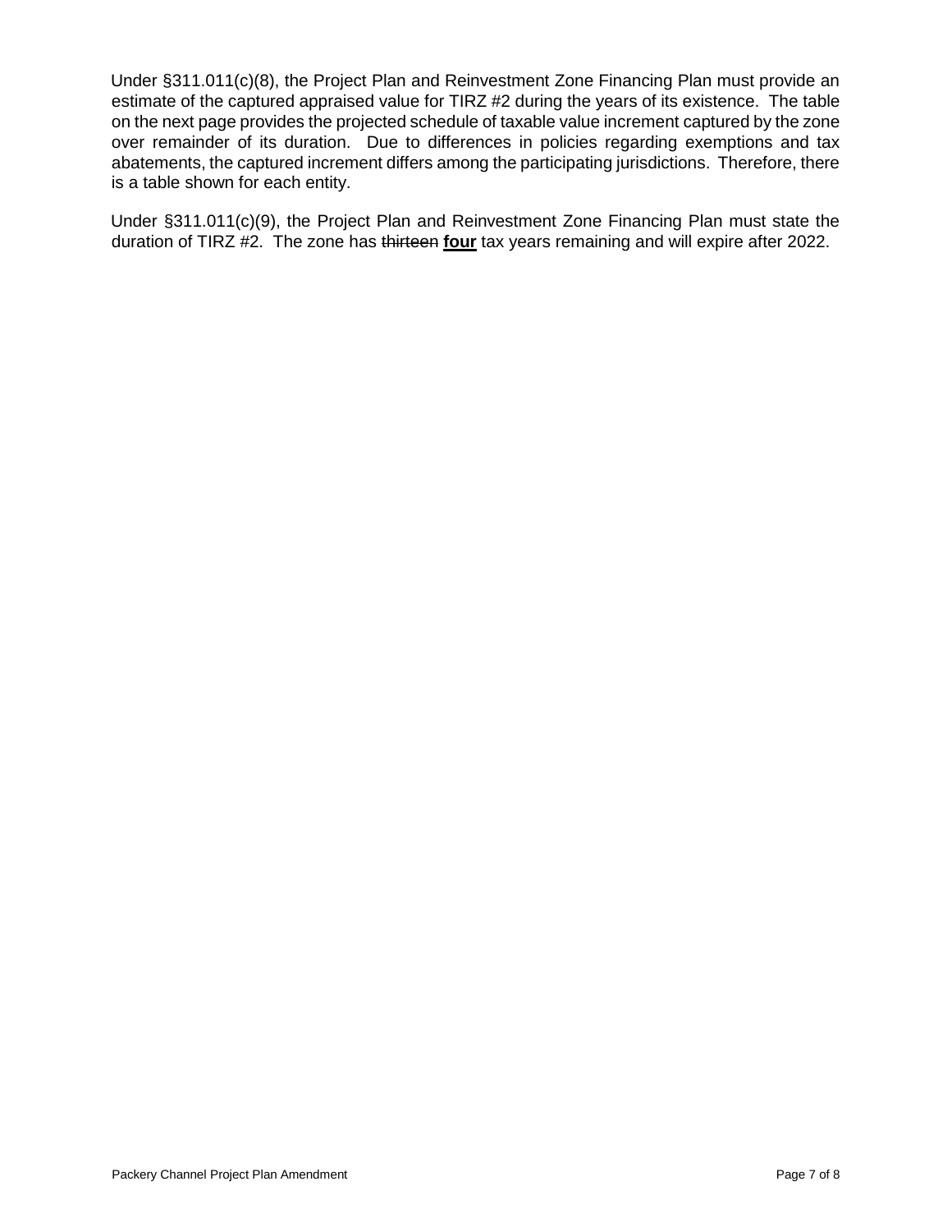Under §311.011(c)(8), the Project Plan and Reinvestment Zone Financing Plan must provide an estimate of the captured appraised value for TIRZ #2 during the years of its existence. The table on the next page provides the projected schedule of taxable value increment captured by the zone over remainder of its duration. Due to differences in policies regarding exemptions and tax abatements, the captured increment differs among the participating jurisdictions. Therefore, there is a table shown for each entity.

Under §311.011(c)(9), the Project Plan and Reinvestment Zone Financing Plan must state the duration of TIRZ #2. The zone has ~~thirteen~~ **<u>four</u>** tax years remaining and will expire after 2022.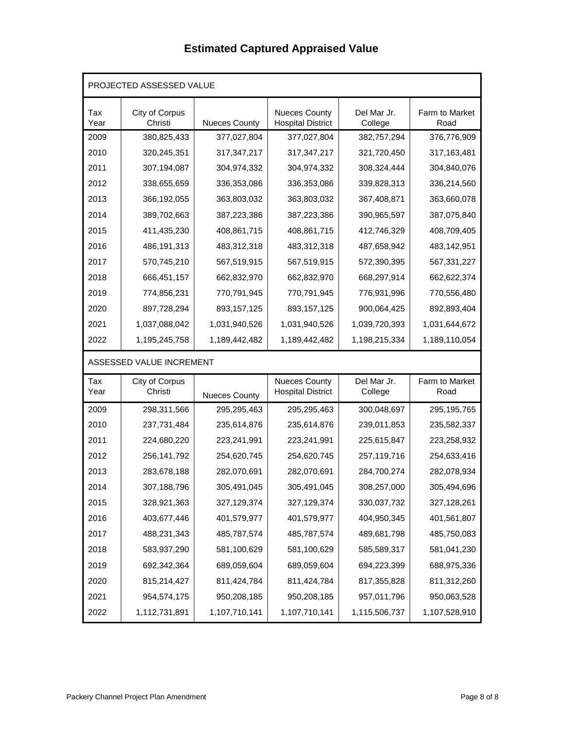# Estimated Captured Appraised Value

| PROJECTED ASSESSED VALUE | | | | | |
|---|---|---|---|---|---|
| Tax Year | City of Corpus Christi | Nueces County | Nueces County Hospital District | Del Mar Jr. College | Farm to Market Road |
| 2009 | 380,825,433 | 377,027,804 | 377,027,804 | 382,757,294 | 376,776,909 |
| 2010 | 320,245,351 | 317,347,217 | 317,347,217 | 321,720,450 | 317,163,481 |
| 2011 | 307,194,087 | 304,974,332 | 304,974,332 | 308,324,444 | 304,840,076 |
| 2012 | 338,655,659 | 336,353,086 | 336,353,086 | 339,828,313 | 336,214,560 |
| 2013 | 366,192,055 | 363,803,032 | 363,803,032 | 367,408,871 | 363,660,078 |
| 2014 | 389,702,663 | 387,223,386 | 387,223,386 | 390,965,597 | 387,075,840 |
| 2015 | 411,435,230 | 408,861,715 | 408,861,715 | 412,746,329 | 408,709,405 |
| 2016 | 486,191,313 | 483,312,318 | 483,312,318 | 487,658,942 | 483,142,951 |
| 2017 | 570,745,210 | 567,519,915 | 567,519,915 | 572,390,395 | 567,331,227 |
| 2018 | 666,451,157 | 662,832,970 | 662,832,970 | 668,297,914 | 662,622,374 |
| 2019 | 774,856,231 | 770,791,945 | 770,791,945 | 776,931,996 | 770,556,480 |
| 2020 | 897,728,294 | 893,157,125 | 893,157,125 | 900,064,425 | 892,893,404 |
| 2021 | 1,037,088,042 | 1,031,940,526 | 1,031,940,526 | 1,039,720,393 | 1,031,644,672 |
| 2022 | 1,195,245,758 | 1,189,442,482 | 1,189,442,482 | 1,198,215,334 | 1,189,110,054 |
| **ASSESSED VALUE INCREMENT** | | | | | |
| Tax Year | City of Corpus Christi | Nueces County | Nueces County Hospital District | Del Mar Jr. College | Farm to Market Road |
| 2009 | 298,311,566 | 295,295,463 | 295,295,463 | 300,048,697 | 295,195,765 |
| 2010 | 237,731,484 | 235,614,876 | 235,614,876 | 239,011,853 | 235,582,337 |
| 2011 | 224,680,220 | 223,241,991 | 223,241,991 | 225,615,847 | 223,258,932 |
| 2012 | 256,141,792 | 254,620,745 | 254,620,745 | 257,119,716 | 254,633,416 |
| 2013 | 283,678,188 | 282,070,691 | 282,070,691 | 284,700,274 | 282,078,934 |
| 2014 | 307,188,796 | 305,491,045 | 305,491,045 | 308,257,000 | 305,494,696 |
| 2015 | 328,921,363 | 327,129,374 | 327,129,374 | 330,037,732 | 327,128,261 |
| 2016 | 403,677,446 | 401,579,977 | 401,579,977 | 404,950,345 | 401,561,807 |
| 2017 | 488,231,343 | 485,787,574 | 485,787,574 | 489,681,798 | 485,750,083 |
| 2018 | 583,937,290 | 581,100,629 | 581,100,629 | 585,589,317 | 581,041,230 |
| 2019 | 692,342,364 | 689,059,604 | 689,059,604 | 694,223,399 | 688,975,336 |
| 2020 | 815,214,427 | 811,424,784 | 811,424,784 | 817,355,828 | 811,312,260 |
| 2021 | 954,574,175 | 950,208,185 | 950,208,185 | 957,011,796 | 950,063,528 |
| 2022 | 1,112,731,891 | 1,107,710,141 | 1,107,710,141 | 1,115,506,737 | 1,107,528,910 |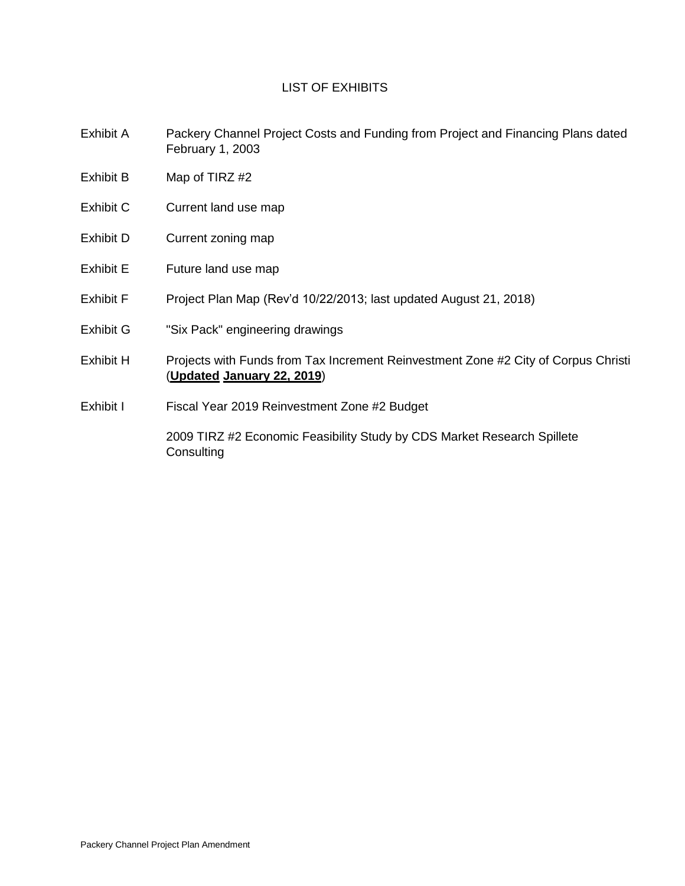# LIST OF EXHIBITS

| | |
|---|---|
| Exhibit A | Packery Channel Project Costs and Funding from Project and Financing Plans dated February 1, 2003 |
| Exhibit B | Map of TIRZ #2 |
| Exhibit C | Current land use map |
| Exhibit D | Current zoning map |
| Exhibit E | Future land use map |
| Exhibit F | Project Plan Map (Rev'd 10/22/2013; last updated August 21, 2018) |
| Exhibit G | "Six Pack" engineering drawings |
| Exhibit H | Projects with Funds from Tax Increment Reinvestment Zone #2 City of Corpus Christi (**Updated January 22, 2019**) |
| Exhibit I | Fiscal Year 2019 Reinvestment Zone #2 Budget |
| | 2009 TIRZ #2 Economic Feasibility Study by CDS Market Research Spillete Consulting |